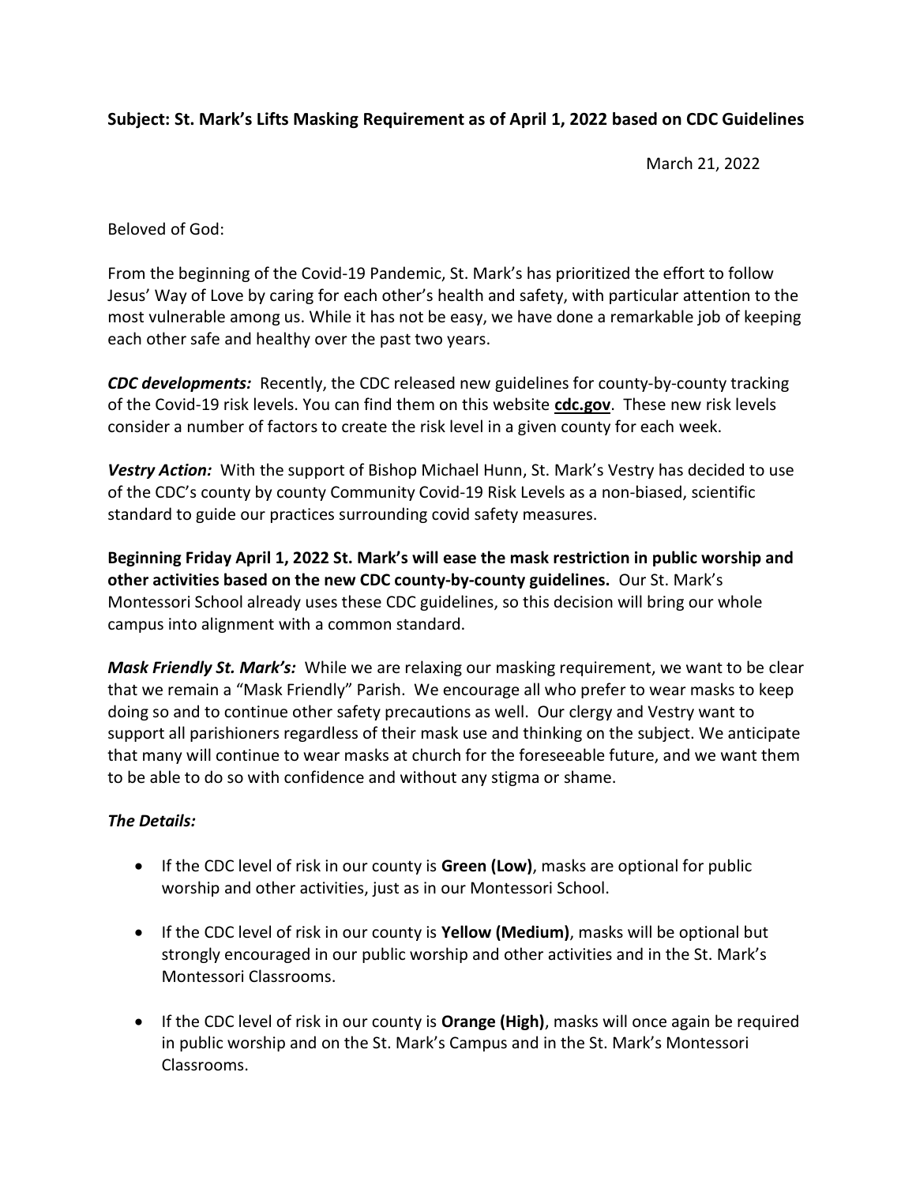**Subject: St. Mark's Lifts Masking Requirement as of April 1, 2022 based on CDC Guidelines**

March 21, 2022

Beloved of God:

From the beginning of the Covid-19 Pandemic, St. Mark's has prioritized the effort to follow Jesus' Way of Love by caring for each other's health and safety, with particular attention to the most vulnerable among us. While it has not be easy, we have done a remarkable job of keeping each other safe and healthy over the past two years.

***CDC developments:*** Recently, the CDC released new guidelines for county-by-county tracking of the Covid-19 risk levels. You can find them on this website **cdc.gov**. These new risk levels consider a number of factors to create the risk level in a given county for each week.

***Vestry Action:*** With the support of Bishop Michael Hunn, St. Mark's Vestry has decided to use of the CDC's county by county Community Covid-19 Risk Levels as a non-biased, scientific standard to guide our practices surrounding covid safety measures.

**Beginning Friday April 1, 2022 St. Mark's will ease the mask restriction in public worship and other activities based on the new CDC county-by-county guidelines.** Our St. Mark's Montessori School already uses these CDC guidelines, so this decision will bring our whole campus into alignment with a common standard.

***Mask Friendly St. Mark's:*** While we are relaxing our masking requirement, we want to be clear that we remain a "Mask Friendly" Parish. We encourage all who prefer to wear masks to keep doing so and to continue other safety precautions as well. Our clergy and Vestry want to support all parishioners regardless of their mask use and thinking on the subject. We anticipate that many will continue to wear masks at church for the foreseeable future, and we want them to be able to do so with confidence and without any stigma or shame.

***The Details:***

- If the CDC level of risk in our county is **Green (Low)**, masks are optional for public worship and other activities, just as in our Montessori School.
- If the CDC level of risk in our county is **Yellow (Medium)**, masks will be optional but strongly encouraged in our public worship and other activities and in the St. Mark's Montessori Classrooms.
- If the CDC level of risk in our county is **Orange (High)**, masks will once again be required in public worship and on the St. Mark's Campus and in the St. Mark's Montessori Classrooms.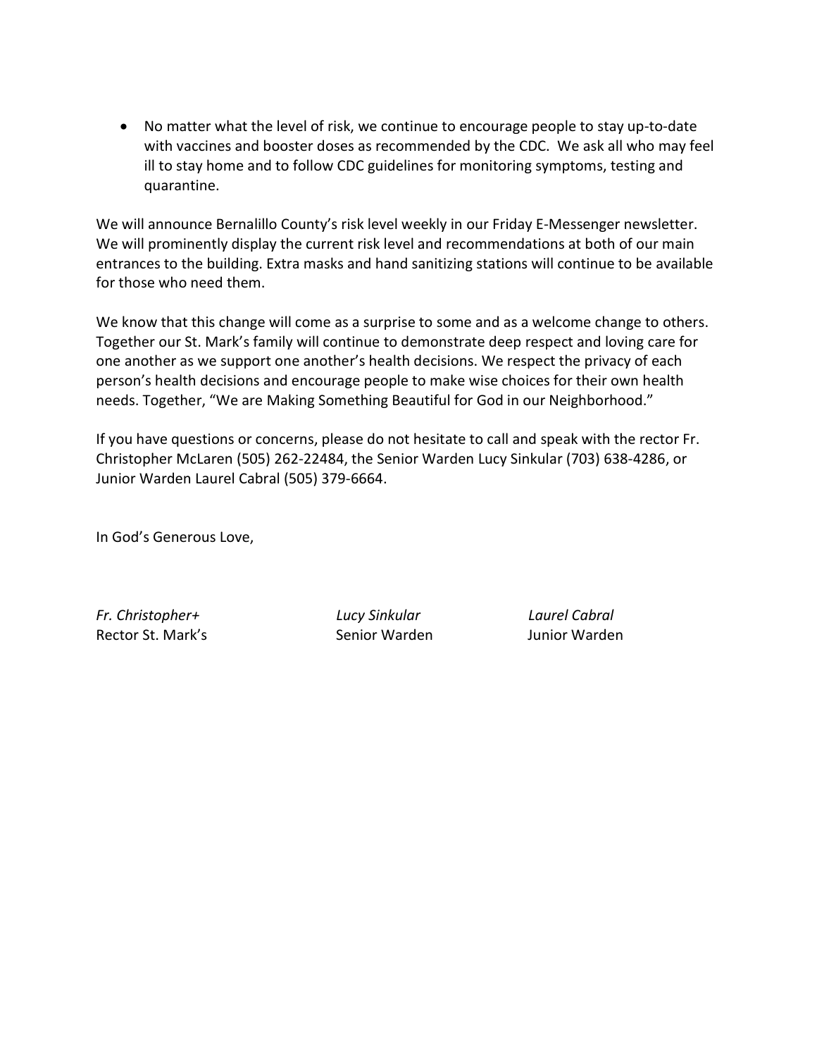- No matter what the level of risk, we continue to encourage people to stay up-to-date with vaccines and booster doses as recommended by the CDC. We ask all who may feel ill to stay home and to follow CDC guidelines for monitoring symptoms, testing and quarantine.

We will announce Bernalillo County's risk level weekly in our Friday E-Messenger newsletter. We will prominently display the current risk level and recommendations at both of our main entrances to the building. Extra masks and hand sanitizing stations will continue to be available for those who need them.

We know that this change will come as a surprise to some and as a welcome change to others. Together our St. Mark's family will continue to demonstrate deep respect and loving care for one another as we support one another's health decisions. We respect the privacy of each person's health decisions and encourage people to make wise choices for their own health needs. Together, "We are Making Something Beautiful for God in our Neighborhood."

If you have questions or concerns, please do not hesitate to call and speak with the rector Fr. Christopher McLaren (505) 262-22484, the Senior Warden Lucy Sinkular (703) 638-4286, or Junior Warden Laurel Cabral (505) 379-6664.

In God's Generous Love,

*Fr. Christopher+*
Rector St. Mark's

*Lucy Sinkular*
Senior Warden

*Laurel Cabral*
Junior Warden